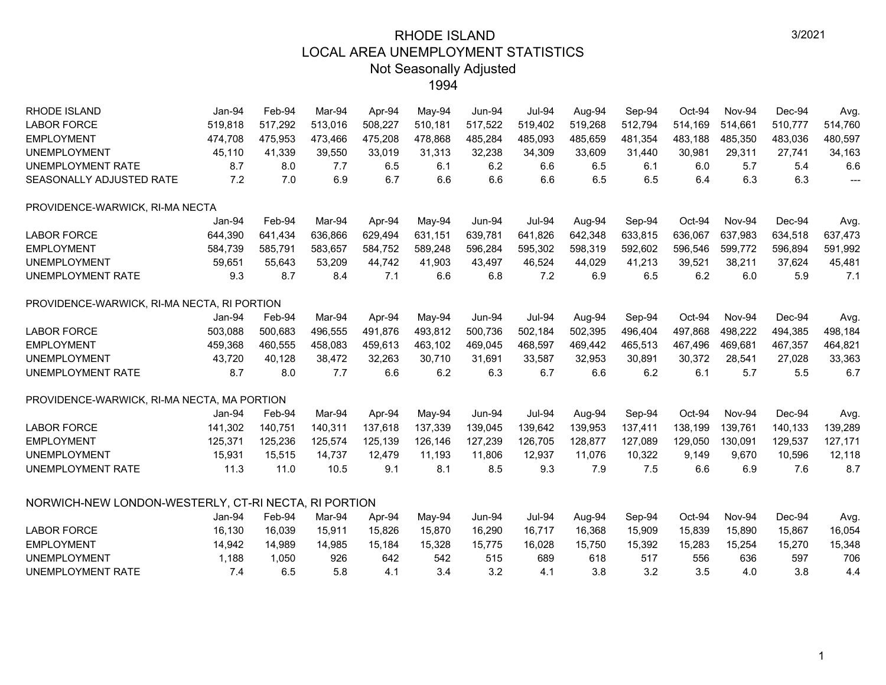# RHODE ISLAND
## LOCAL AREA UNEMPLOYMENT STATISTICS
### Not Seasonally Adjusted
### 1994

3/2021

| RHODE ISLAND | Jan-94 | Feb-94 | Mar-94 | Apr-94 | May-94 | Jun-94 | Jul-94 | Aug-94 | Sep-94 | Oct-94 | Nov-94 | Dec-94 | Avg. |
|---|---|---|---|---|---|---|---|---|---|---|---|---|---|
| LABOR FORCE | 519,818 | 517,292 | 513,016 | 508,227 | 510,181 | 517,522 | 519,402 | 519,268 | 512,794 | 514,169 | 514,661 | 510,777 | 514,760 |
| EMPLOYMENT | 474,708 | 475,953 | 473,466 | 475,208 | 478,868 | 485,284 | 485,093 | 485,659 | 481,354 | 483,188 | 485,350 | 483,036 | 480,597 |
| UNEMPLOYMENT | 45,110 | 41,339 | 39,550 | 33,019 | 31,313 | 32,238 | 34,309 | 33,609 | 31,440 | 30,981 | 29,311 | 27,741 | 34,163 |
| UNEMPLOYMENT RATE | 8.7 | 8.0 | 7.7 | 6.5 | 6.1 | 6.2 | 6.6 | 6.5 | 6.1 | 6.0 | 5.7 | 5.4 | 6.6 |
| SEASONALLY ADJUSTED RATE | 7.2 | 7.0 | 6.9 | 6.7 | 6.6 | 6.6 | 6.6 | 6.5 | 6.5 | 6.4 | 6.3 | 6.3 | --- |

PROVIDENCE-WARWICK, RI-MA NECTA

| | Jan-94 | Feb-94 | Mar-94 | Apr-94 | May-94 | Jun-94 | Jul-94 | Aug-94 | Sep-94 | Oct-94 | Nov-94 | Dec-94 | Avg. |
|---|---|---|---|---|---|---|---|---|---|---|---|---|---|
| LABOR FORCE | 644,390 | 641,434 | 636,866 | 629,494 | 631,151 | 639,781 | 641,826 | 642,348 | 633,815 | 636,067 | 637,983 | 634,518 | 637,473 |
| EMPLOYMENT | 584,739 | 585,791 | 583,657 | 584,752 | 589,248 | 596,284 | 595,302 | 598,319 | 592,602 | 596,546 | 599,772 | 596,894 | 591,992 |
| UNEMPLOYMENT | 59,651 | 55,643 | 53,209 | 44,742 | 41,903 | 43,497 | 46,524 | 44,029 | 41,213 | 39,521 | 38,211 | 37,624 | 45,481 |
| UNEMPLOYMENT RATE | 9.3 | 8.7 | 8.4 | 7.1 | 6.6 | 6.8 | 7.2 | 6.9 | 6.5 | 6.2 | 6.0 | 5.9 | 7.1 |

PROVIDENCE-WARWICK, RI-MA NECTA, RI PORTION

| | Jan-94 | Feb-94 | Mar-94 | Apr-94 | May-94 | Jun-94 | Jul-94 | Aug-94 | Sep-94 | Oct-94 | Nov-94 | Dec-94 | Avg. |
|---|---|---|---|---|---|---|---|---|---|---|---|---|---|
| LABOR FORCE | 503,088 | 500,683 | 496,555 | 491,876 | 493,812 | 500,736 | 502,184 | 502,395 | 496,404 | 497,868 | 498,222 | 494,385 | 498,184 |
| EMPLOYMENT | 459,368 | 460,555 | 458,083 | 459,613 | 463,102 | 469,045 | 468,597 | 469,442 | 465,513 | 467,496 | 469,681 | 467,357 | 464,821 |
| UNEMPLOYMENT | 43,720 | 40,128 | 38,472 | 32,263 | 30,710 | 31,691 | 33,587 | 32,953 | 30,891 | 30,372 | 28,541 | 27,028 | 33,363 |
| UNEMPLOYMENT RATE | 8.7 | 8.0 | 7.7 | 6.6 | 6.2 | 6.3 | 6.7 | 6.6 | 6.2 | 6.1 | 5.7 | 5.5 | 6.7 |

PROVIDENCE-WARWICK, RI-MA NECTA, MA PORTION

| | Jan-94 | Feb-94 | Mar-94 | Apr-94 | May-94 | Jun-94 | Jul-94 | Aug-94 | Sep-94 | Oct-94 | Nov-94 | Dec-94 | Avg. |
|---|---|---|---|---|---|---|---|---|---|---|---|---|---|
| LABOR FORCE | 141,302 | 140,751 | 140,311 | 137,618 | 137,339 | 139,045 | 139,642 | 139,953 | 137,411 | 138,199 | 139,761 | 140,133 | 139,289 |
| EMPLOYMENT | 125,371 | 125,236 | 125,574 | 125,139 | 126,146 | 127,239 | 126,705 | 128,877 | 127,089 | 129,050 | 130,091 | 129,537 | 127,171 |
| UNEMPLOYMENT | 15,931 | 15,515 | 14,737 | 12,479 | 11,193 | 11,806 | 12,937 | 11,076 | 10,322 | 9,149 | 9,670 | 10,596 | 12,118 |
| UNEMPLOYMENT RATE | 11.3 | 11.0 | 10.5 | 9.1 | 8.1 | 8.5 | 9.3 | 7.9 | 7.5 | 6.6 | 6.9 | 7.6 | 8.7 |

NORWICH-NEW LONDON-WESTERLY, CT-RI NECTA, RI PORTION

| | Jan-94 | Feb-94 | Mar-94 | Apr-94 | May-94 | Jun-94 | Jul-94 | Aug-94 | Sep-94 | Oct-94 | Nov-94 | Dec-94 | Avg. |
|---|---|---|---|---|---|---|---|---|---|---|---|---|---|
| LABOR FORCE | 16,130 | 16,039 | 15,911 | 15,826 | 15,870 | 16,290 | 16,717 | 16,368 | 15,909 | 15,839 | 15,890 | 15,867 | 16,054 |
| EMPLOYMENT | 14,942 | 14,989 | 14,985 | 15,184 | 15,328 | 15,775 | 16,028 | 15,750 | 15,392 | 15,283 | 15,254 | 15,270 | 15,348 |
| UNEMPLOYMENT | 1,188 | 1,050 | 926 | 642 | 542 | 515 | 689 | 618 | 517 | 556 | 636 | 597 | 706 |
| UNEMPLOYMENT RATE | 7.4 | 6.5 | 5.8 | 4.1 | 3.4 | 3.2 | 4.1 | 3.8 | 3.2 | 3.5 | 4.0 | 3.8 | 4.4 |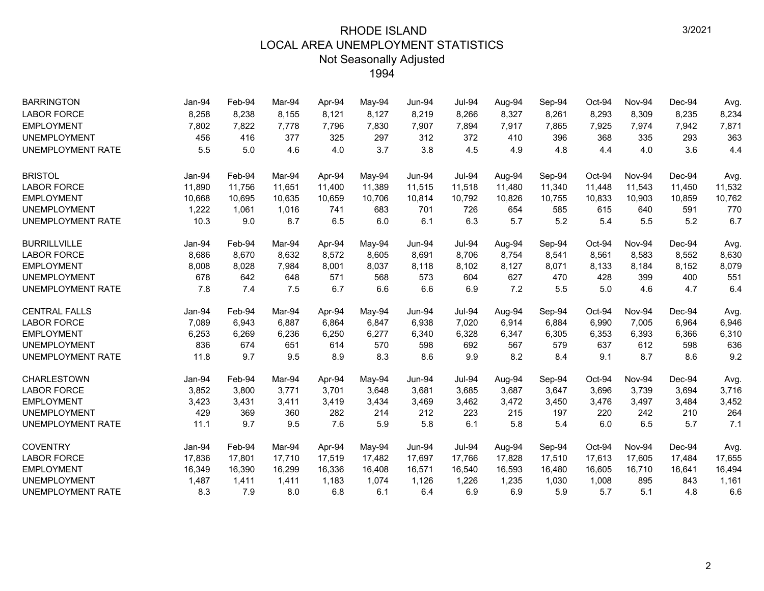# RHODE ISLAND
## LOCAL AREA UNEMPLOYMENT STATISTICS
### Not Seasonally Adjusted
### 1994

3/2021

| BARRINGTON | Jan-94 | Feb-94 | Mar-94 | Apr-94 | May-94 | Jun-94 | Jul-94 | Aug-94 | Sep-94 | Oct-94 | Nov-94 | Dec-94 | Avg. |
|---|---|---|---|---|---|---|---|---|---|---|---|---|---|
| LABOR FORCE | 8,258 | 8,238 | 8,155 | 8,121 | 8,127 | 8,219 | 8,266 | 8,327 | 8,261 | 8,293 | 8,309 | 8,235 | 8,234 |
| EMPLOYMENT | 7,802 | 7,822 | 7,778 | 7,796 | 7,830 | 7,907 | 7,894 | 7,917 | 7,865 | 7,925 | 7,974 | 7,942 | 7,871 |
| UNEMPLOYMENT | 456 | 416 | 377 | 325 | 297 | 312 | 372 | 410 | 396 | 368 | 335 | 293 | 363 |
| UNEMPLOYMENT RATE | 5.5 | 5.0 | 4.6 | 4.0 | 3.7 | 3.8 | 4.5 | 4.9 | 4.8 | 4.4 | 4.0 | 3.6 | 4.4 |

| BRISTOL | Jan-94 | Feb-94 | Mar-94 | Apr-94 | May-94 | Jun-94 | Jul-94 | Aug-94 | Sep-94 | Oct-94 | Nov-94 | Dec-94 | Avg. |
|---|---|---|---|---|---|---|---|---|---|---|---|---|---|
| LABOR FORCE | 11,890 | 11,756 | 11,651 | 11,400 | 11,389 | 11,515 | 11,518 | 11,480 | 11,340 | 11,448 | 11,543 | 11,450 | 11,532 |
| EMPLOYMENT | 10,668 | 10,695 | 10,635 | 10,659 | 10,706 | 10,814 | 10,792 | 10,826 | 10,755 | 10,833 | 10,903 | 10,859 | 10,762 |
| UNEMPLOYMENT | 1,222 | 1,061 | 1,016 | 741 | 683 | 701 | 726 | 654 | 585 | 615 | 640 | 591 | 770 |
| UNEMPLOYMENT RATE | 10.3 | 9.0 | 8.7 | 6.5 | 6.0 | 6.1 | 6.3 | 5.7 | 5.2 | 5.4 | 5.5 | 5.2 | 6.7 |

| BURRILLVILLE | Jan-94 | Feb-94 | Mar-94 | Apr-94 | May-94 | Jun-94 | Jul-94 | Aug-94 | Sep-94 | Oct-94 | Nov-94 | Dec-94 | Avg. |
|---|---|---|---|---|---|---|---|---|---|---|---|---|---|
| LABOR FORCE | 8,686 | 8,670 | 8,632 | 8,572 | 8,605 | 8,691 | 8,706 | 8,754 | 8,541 | 8,561 | 8,583 | 8,552 | 8,630 |
| EMPLOYMENT | 8,008 | 8,028 | 7,984 | 8,001 | 8,037 | 8,118 | 8,102 | 8,127 | 8,071 | 8,133 | 8,184 | 8,152 | 8,079 |
| UNEMPLOYMENT | 678 | 642 | 648 | 571 | 568 | 573 | 604 | 627 | 470 | 428 | 399 | 400 | 551 |
| UNEMPLOYMENT RATE | 7.8 | 7.4 | 7.5 | 6.7 | 6.6 | 6.6 | 6.9 | 7.2 | 5.5 | 5.0 | 4.6 | 4.7 | 6.4 |

| CENTRAL FALLS | Jan-94 | Feb-94 | Mar-94 | Apr-94 | May-94 | Jun-94 | Jul-94 | Aug-94 | Sep-94 | Oct-94 | Nov-94 | Dec-94 | Avg. |
|---|---|---|---|---|---|---|---|---|---|---|---|---|---|
| LABOR FORCE | 7,089 | 6,943 | 6,887 | 6,864 | 6,847 | 6,938 | 7,020 | 6,914 | 6,884 | 6,990 | 7,005 | 6,964 | 6,946 |
| EMPLOYMENT | 6,253 | 6,269 | 6,236 | 6,250 | 6,277 | 6,340 | 6,328 | 6,347 | 6,305 | 6,353 | 6,393 | 6,366 | 6,310 |
| UNEMPLOYMENT | 836 | 674 | 651 | 614 | 570 | 598 | 692 | 567 | 579 | 637 | 612 | 598 | 636 |
| UNEMPLOYMENT RATE | 11.8 | 9.7 | 9.5 | 8.9 | 8.3 | 8.6 | 9.9 | 8.2 | 8.4 | 9.1 | 8.7 | 8.6 | 9.2 |

| CHARLESTOWN | Jan-94 | Feb-94 | Mar-94 | Apr-94 | May-94 | Jun-94 | Jul-94 | Aug-94 | Sep-94 | Oct-94 | Nov-94 | Dec-94 | Avg. |
|---|---|---|---|---|---|---|---|---|---|---|---|---|---|
| LABOR FORCE | 3,852 | 3,800 | 3,771 | 3,701 | 3,648 | 3,681 | 3,685 | 3,687 | 3,647 | 3,696 | 3,739 | 3,694 | 3,716 |
| EMPLOYMENT | 3,423 | 3,431 | 3,411 | 3,419 | 3,434 | 3,469 | 3,462 | 3,472 | 3,450 | 3,476 | 3,497 | 3,484 | 3,452 |
| UNEMPLOYMENT | 429 | 369 | 360 | 282 | 214 | 212 | 223 | 215 | 197 | 220 | 242 | 210 | 264 |
| UNEMPLOYMENT RATE | 11.1 | 9.7 | 9.5 | 7.6 | 5.9 | 5.8 | 6.1 | 5.8 | 5.4 | 6.0 | 6.5 | 5.7 | 7.1 |

| COVENTRY | Jan-94 | Feb-94 | Mar-94 | Apr-94 | May-94 | Jun-94 | Jul-94 | Aug-94 | Sep-94 | Oct-94 | Nov-94 | Dec-94 | Avg. |
|---|---|---|---|---|---|---|---|---|---|---|---|---|---|
| LABOR FORCE | 17,836 | 17,801 | 17,710 | 17,519 | 17,482 | 17,697 | 17,766 | 17,828 | 17,510 | 17,613 | 17,605 | 17,484 | 17,655 |
| EMPLOYMENT | 16,349 | 16,390 | 16,299 | 16,336 | 16,408 | 16,571 | 16,540 | 16,593 | 16,480 | 16,605 | 16,710 | 16,641 | 16,494 |
| UNEMPLOYMENT | 1,487 | 1,411 | 1,411 | 1,183 | 1,074 | 1,126 | 1,226 | 1,235 | 1,030 | 1,008 | 895 | 843 | 1,161 |
| UNEMPLOYMENT RATE | 8.3 | 7.9 | 8.0 | 6.8 | 6.1 | 6.4 | 6.9 | 6.9 | 5.9 | 5.7 | 5.1 | 4.8 | 6.6 |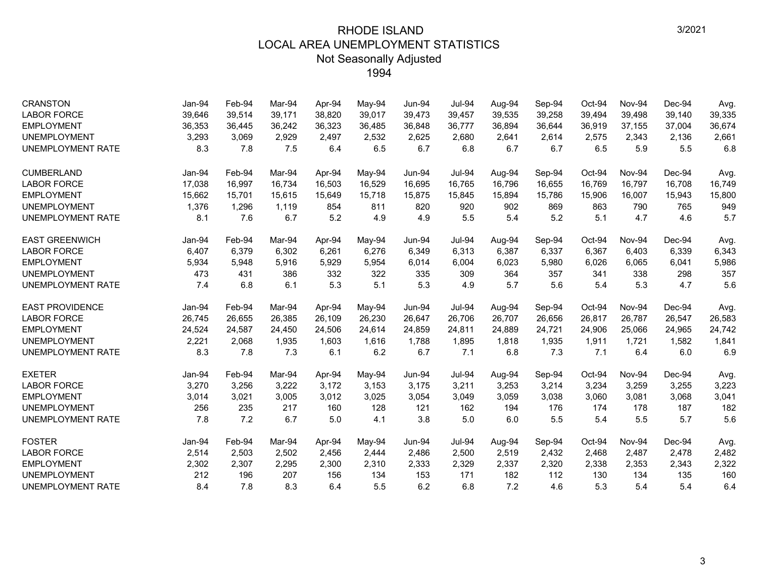# RHODE ISLAND
## LOCAL AREA UNEMPLOYMENT STATISTICS
### Not Seasonally Adjusted
### 1994

3/2021

| CRANSTON | Jan-94 | Feb-94 | Mar-94 | Apr-94 | May-94 | Jun-94 | Jul-94 | Aug-94 | Sep-94 | Oct-94 | Nov-94 | Dec-94 | Avg. |
|---|---|---|---|---|---|---|---|---|---|---|---|---|---|
| LABOR FORCE | 39,646 | 39,514 | 39,171 | 38,820 | 39,017 | 39,473 | 39,457 | 39,535 | 39,258 | 39,494 | 39,498 | 39,140 | 39,335 |
| EMPLOYMENT | 36,353 | 36,445 | 36,242 | 36,323 | 36,485 | 36,848 | 36,777 | 36,894 | 36,644 | 36,919 | 37,155 | 37,004 | 36,674 |
| UNEMPLOYMENT | 3,293 | 3,069 | 2,929 | 2,497 | 2,532 | 2,625 | 2,680 | 2,641 | 2,614 | 2,575 | 2,343 | 2,136 | 2,661 |
| UNEMPLOYMENT RATE | 8.3 | 7.8 | 7.5 | 6.4 | 6.5 | 6.7 | 6.8 | 6.7 | 6.7 | 6.5 | 5.9 | 5.5 | 6.8 |

| CUMBERLAND | Jan-94 | Feb-94 | Mar-94 | Apr-94 | May-94 | Jun-94 | Jul-94 | Aug-94 | Sep-94 | Oct-94 | Nov-94 | Dec-94 | Avg. |
|---|---|---|---|---|---|---|---|---|---|---|---|---|---|
| LABOR FORCE | 17,038 | 16,997 | 16,734 | 16,503 | 16,529 | 16,695 | 16,765 | 16,796 | 16,655 | 16,769 | 16,797 | 16,708 | 16,749 |
| EMPLOYMENT | 15,662 | 15,701 | 15,615 | 15,649 | 15,718 | 15,875 | 15,845 | 15,894 | 15,786 | 15,906 | 16,007 | 15,943 | 15,800 |
| UNEMPLOYMENT | 1,376 | 1,296 | 1,119 | 854 | 811 | 820 | 920 | 902 | 869 | 863 | 790 | 765 | 949 |
| UNEMPLOYMENT RATE | 8.1 | 7.6 | 6.7 | 5.2 | 4.9 | 4.9 | 5.5 | 5.4 | 5.2 | 5.1 | 4.7 | 4.6 | 5.7 |

| EAST GREENWICH | Jan-94 | Feb-94 | Mar-94 | Apr-94 | May-94 | Jun-94 | Jul-94 | Aug-94 | Sep-94 | Oct-94 | Nov-94 | Dec-94 | Avg. |
|---|---|---|---|---|---|---|---|---|---|---|---|---|---|
| LABOR FORCE | 6,407 | 6,379 | 6,302 | 6,261 | 6,276 | 6,349 | 6,313 | 6,387 | 6,337 | 6,367 | 6,403 | 6,339 | 6,343 |
| EMPLOYMENT | 5,934 | 5,948 | 5,916 | 5,929 | 5,954 | 6,014 | 6,004 | 6,023 | 5,980 | 6,026 | 6,065 | 6,041 | 5,986 |
| UNEMPLOYMENT | 473 | 431 | 386 | 332 | 322 | 335 | 309 | 364 | 357 | 341 | 338 | 298 | 357 |
| UNEMPLOYMENT RATE | 7.4 | 6.8 | 6.1 | 5.3 | 5.1 | 5.3 | 4.9 | 5.7 | 5.6 | 5.4 | 5.3 | 4.7 | 5.6 |

| EAST PROVIDENCE | Jan-94 | Feb-94 | Mar-94 | Apr-94 | May-94 | Jun-94 | Jul-94 | Aug-94 | Sep-94 | Oct-94 | Nov-94 | Dec-94 | Avg. |
|---|---|---|---|---|---|---|---|---|---|---|---|---|---|
| LABOR FORCE | 26,745 | 26,655 | 26,385 | 26,109 | 26,230 | 26,647 | 26,706 | 26,707 | 26,656 | 26,817 | 26,787 | 26,547 | 26,583 |
| EMPLOYMENT | 24,524 | 24,587 | 24,450 | 24,506 | 24,614 | 24,859 | 24,811 | 24,889 | 24,721 | 24,906 | 25,066 | 24,965 | 24,742 |
| UNEMPLOYMENT | 2,221 | 2,068 | 1,935 | 1,603 | 1,616 | 1,788 | 1,895 | 1,818 | 1,935 | 1,911 | 1,721 | 1,582 | 1,841 |
| UNEMPLOYMENT RATE | 8.3 | 7.8 | 7.3 | 6.1 | 6.2 | 6.7 | 7.1 | 6.8 | 7.3 | 7.1 | 6.4 | 6.0 | 6.9 |

| EXETER | Jan-94 | Feb-94 | Mar-94 | Apr-94 | May-94 | Jun-94 | Jul-94 | Aug-94 | Sep-94 | Oct-94 | Nov-94 | Dec-94 | Avg. |
|---|---|---|---|---|---|---|---|---|---|---|---|---|---|
| LABOR FORCE | 3,270 | 3,256 | 3,222 | 3,172 | 3,153 | 3,175 | 3,211 | 3,253 | 3,214 | 3,234 | 3,259 | 3,255 | 3,223 |
| EMPLOYMENT | 3,014 | 3,021 | 3,005 | 3,012 | 3,025 | 3,054 | 3,049 | 3,059 | 3,038 | 3,060 | 3,081 | 3,068 | 3,041 |
| UNEMPLOYMENT | 256 | 235 | 217 | 160 | 128 | 121 | 162 | 194 | 176 | 174 | 178 | 187 | 182 |
| UNEMPLOYMENT RATE | 7.8 | 7.2 | 6.7 | 5.0 | 4.1 | 3.8 | 5.0 | 6.0 | 5.5 | 5.4 | 5.5 | 5.7 | 5.6 |

| FOSTER | Jan-94 | Feb-94 | Mar-94 | Apr-94 | May-94 | Jun-94 | Jul-94 | Aug-94 | Sep-94 | Oct-94 | Nov-94 | Dec-94 | Avg. |
|---|---|---|---|---|---|---|---|---|---|---|---|---|---|
| LABOR FORCE | 2,514 | 2,503 | 2,502 | 2,456 | 2,444 | 2,486 | 2,500 | 2,519 | 2,432 | 2,468 | 2,487 | 2,478 | 2,482 |
| EMPLOYMENT | 2,302 | 2,307 | 2,295 | 2,300 | 2,310 | 2,333 | 2,329 | 2,337 | 2,320 | 2,338 | 2,353 | 2,343 | 2,322 |
| UNEMPLOYMENT | 212 | 196 | 207 | 156 | 134 | 153 | 171 | 182 | 112 | 130 | 134 | 135 | 160 |
| UNEMPLOYMENT RATE | 8.4 | 7.8 | 8.3 | 6.4 | 5.5 | 6.2 | 6.8 | 7.2 | 4.6 | 5.3 | 5.4 | 5.4 | 6.4 |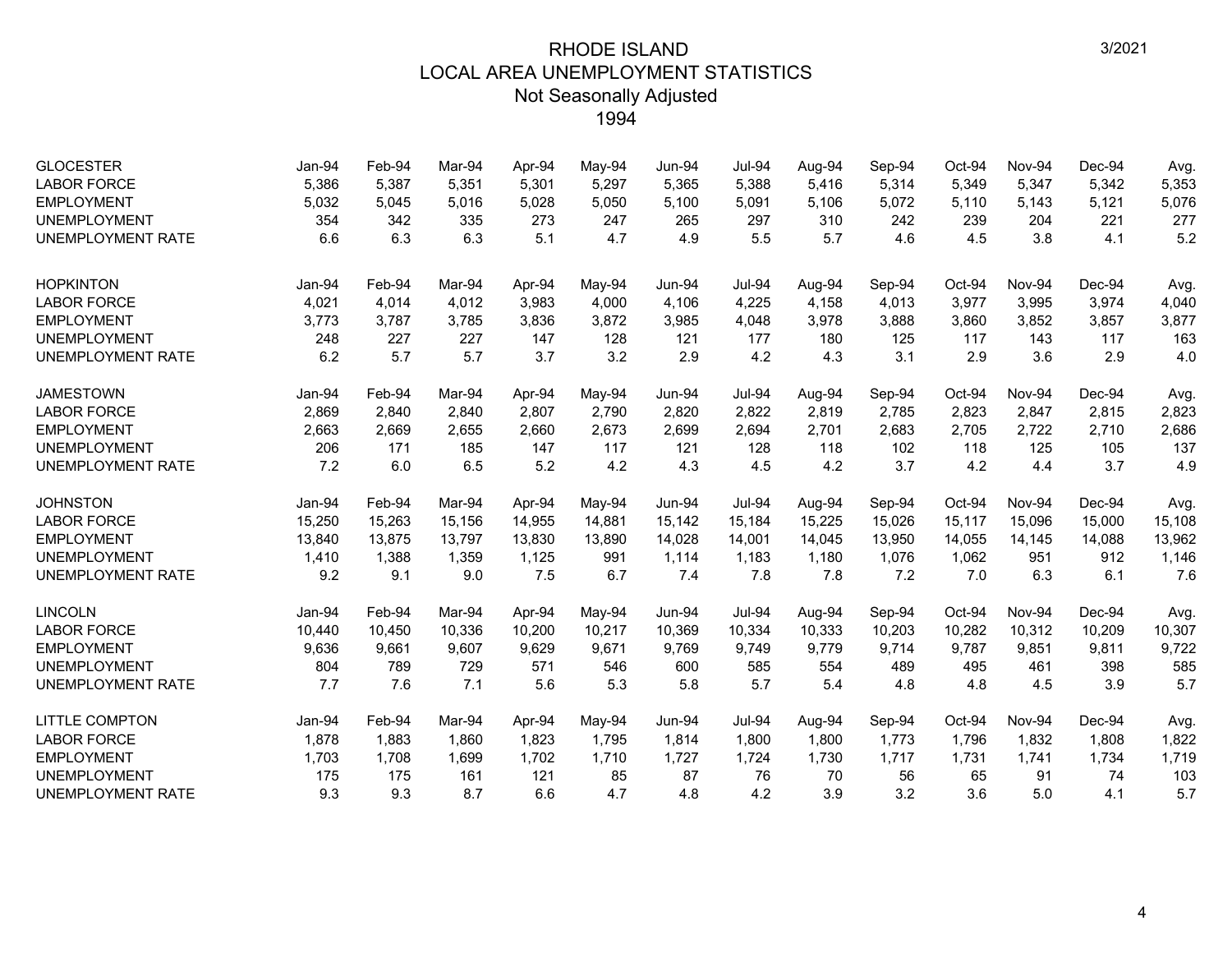# RHODE ISLAND
## LOCAL AREA UNEMPLOYMENT STATISTICS
### Not Seasonally Adjusted
### 1994

3/2021

| GLOCESTER | Jan-94 | Feb-94 | Mar-94 | Apr-94 | May-94 | Jun-94 | Jul-94 | Aug-94 | Sep-94 | Oct-94 | Nov-94 | Dec-94 | Avg. |
|---|---|---|---|---|---|---|---|---|---|---|---|---|---|
| LABOR FORCE | 5,386 | 5,387 | 5,351 | 5,301 | 5,297 | 5,365 | 5,388 | 5,416 | 5,314 | 5,349 | 5,347 | 5,342 | 5,353 |
| EMPLOYMENT | 5,032 | 5,045 | 5,016 | 5,028 | 5,050 | 5,100 | 5,091 | 5,106 | 5,072 | 5,110 | 5,143 | 5,121 | 5,076 |
| UNEMPLOYMENT | 354 | 342 | 335 | 273 | 247 | 265 | 297 | 310 | 242 | 239 | 204 | 221 | 277 |
| UNEMPLOYMENT RATE | 6.6 | 6.3 | 6.3 | 5.1 | 4.7 | 4.9 | 5.5 | 5.7 | 4.6 | 4.5 | 3.8 | 4.1 | 5.2 |

| HOPKINTON | Jan-94 | Feb-94 | Mar-94 | Apr-94 | May-94 | Jun-94 | Jul-94 | Aug-94 | Sep-94 | Oct-94 | Nov-94 | Dec-94 | Avg. |
|---|---|---|---|---|---|---|---|---|---|---|---|---|---|
| LABOR FORCE | 4,021 | 4,014 | 4,012 | 3,983 | 4,000 | 4,106 | 4,225 | 4,158 | 4,013 | 3,977 | 3,995 | 3,974 | 4,040 |
| EMPLOYMENT | 3,773 | 3,787 | 3,785 | 3,836 | 3,872 | 3,985 | 4,048 | 3,978 | 3,888 | 3,860 | 3,852 | 3,857 | 3,877 |
| UNEMPLOYMENT | 248 | 227 | 227 | 147 | 128 | 121 | 177 | 180 | 125 | 117 | 143 | 117 | 163 |
| UNEMPLOYMENT RATE | 6.2 | 5.7 | 5.7 | 3.7 | 3.2 | 2.9 | 4.2 | 4.3 | 3.1 | 2.9 | 3.6 | 2.9 | 4.0 |

| JAMESTOWN | Jan-94 | Feb-94 | Mar-94 | Apr-94 | May-94 | Jun-94 | Jul-94 | Aug-94 | Sep-94 | Oct-94 | Nov-94 | Dec-94 | Avg. |
|---|---|---|---|---|---|---|---|---|---|---|---|---|---|
| LABOR FORCE | 2,869 | 2,840 | 2,840 | 2,807 | 2,790 | 2,820 | 2,822 | 2,819 | 2,785 | 2,823 | 2,847 | 2,815 | 2,823 |
| EMPLOYMENT | 2,663 | 2,669 | 2,655 | 2,660 | 2,673 | 2,699 | 2,694 | 2,701 | 2,683 | 2,705 | 2,722 | 2,710 | 2,686 |
| UNEMPLOYMENT | 206 | 171 | 185 | 147 | 117 | 121 | 128 | 118 | 102 | 118 | 125 | 105 | 137 |
| UNEMPLOYMENT RATE | 7.2 | 6.0 | 6.5 | 5.2 | 4.2 | 4.3 | 4.5 | 4.2 | 3.7 | 4.2 | 4.4 | 3.7 | 4.9 |

| JOHNSTON | Jan-94 | Feb-94 | Mar-94 | Apr-94 | May-94 | Jun-94 | Jul-94 | Aug-94 | Sep-94 | Oct-94 | Nov-94 | Dec-94 | Avg. |
|---|---|---|---|---|---|---|---|---|---|---|---|---|---|
| LABOR FORCE | 15,250 | 15,263 | 15,156 | 14,955 | 14,881 | 15,142 | 15,184 | 15,225 | 15,026 | 15,117 | 15,096 | 15,000 | 15,108 |
| EMPLOYMENT | 13,840 | 13,875 | 13,797 | 13,830 | 13,890 | 14,028 | 14,001 | 14,045 | 13,950 | 14,055 | 14,145 | 14,088 | 13,962 |
| UNEMPLOYMENT | 1,410 | 1,388 | 1,359 | 1,125 | 991 | 1,114 | 1,183 | 1,180 | 1,076 | 1,062 | 951 | 912 | 1,146 |
| UNEMPLOYMENT RATE | 9.2 | 9.1 | 9.0 | 7.5 | 6.7 | 7.4 | 7.8 | 7.8 | 7.2 | 7.0 | 6.3 | 6.1 | 7.6 |

| LINCOLN | Jan-94 | Feb-94 | Mar-94 | Apr-94 | May-94 | Jun-94 | Jul-94 | Aug-94 | Sep-94 | Oct-94 | Nov-94 | Dec-94 | Avg. |
|---|---|---|---|---|---|---|---|---|---|---|---|---|---|
| LABOR FORCE | 10,440 | 10,450 | 10,336 | 10,200 | 10,217 | 10,369 | 10,334 | 10,333 | 10,203 | 10,282 | 10,312 | 10,209 | 10,307 |
| EMPLOYMENT | 9,636 | 9,661 | 9,607 | 9,629 | 9,671 | 9,769 | 9,749 | 9,779 | 9,714 | 9,787 | 9,851 | 9,811 | 9,722 |
| UNEMPLOYMENT | 804 | 789 | 729 | 571 | 546 | 600 | 585 | 554 | 489 | 495 | 461 | 398 | 585 |
| UNEMPLOYMENT RATE | 7.7 | 7.6 | 7.1 | 5.6 | 5.3 | 5.8 | 5.7 | 5.4 | 4.8 | 4.8 | 4.5 | 3.9 | 5.7 |

| LITTLE COMPTON | Jan-94 | Feb-94 | Mar-94 | Apr-94 | May-94 | Jun-94 | Jul-94 | Aug-94 | Sep-94 | Oct-94 | Nov-94 | Dec-94 | Avg. |
|---|---|---|---|---|---|---|---|---|---|---|---|---|---|
| LABOR FORCE | 1,878 | 1,883 | 1,860 | 1,823 | 1,795 | 1,814 | 1,800 | 1,800 | 1,773 | 1,796 | 1,832 | 1,808 | 1,822 |
| EMPLOYMENT | 1,703 | 1,708 | 1,699 | 1,702 | 1,710 | 1,727 | 1,724 | 1,730 | 1,717 | 1,731 | 1,741 | 1,734 | 1,719 |
| UNEMPLOYMENT | 175 | 175 | 161 | 121 | 85 | 87 | 76 | 70 | 56 | 65 | 91 | 74 | 103 |
| UNEMPLOYMENT RATE | 9.3 | 9.3 | 8.7 | 6.6 | 4.7 | 4.8 | 4.2 | 3.9 | 3.2 | 3.6 | 5.0 | 4.1 | 5.7 |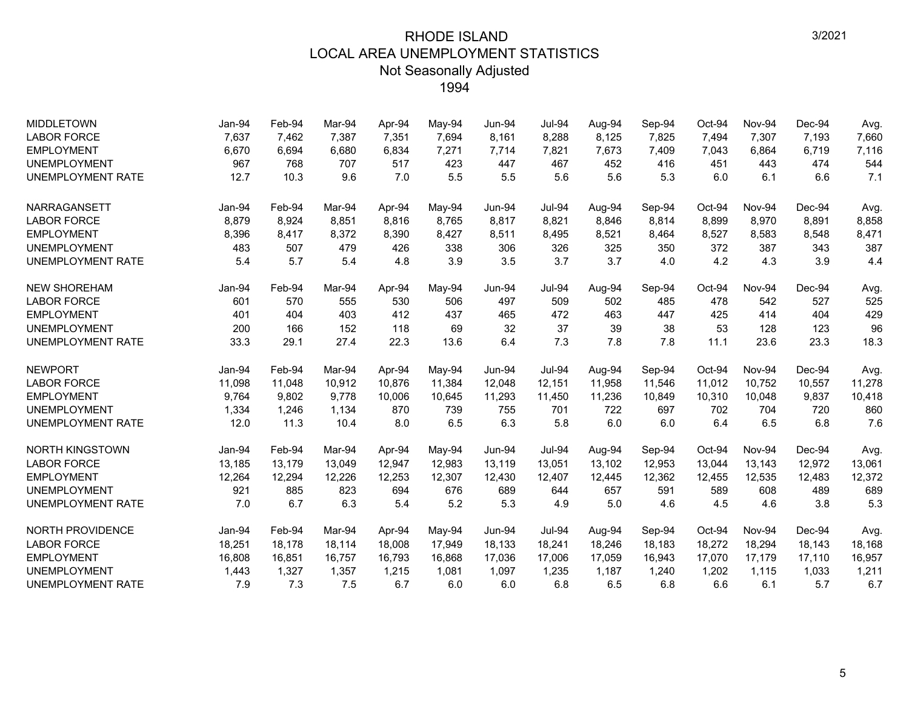# RHODE ISLAND
## LOCAL AREA UNEMPLOYMENT STATISTICS
### Not Seasonally Adjusted
### 1994

3/2021

| MIDDLETOWN | Jan-94 | Feb-94 | Mar-94 | Apr-94 | May-94 | Jun-94 | Jul-94 | Aug-94 | Sep-94 | Oct-94 | Nov-94 | Dec-94 | Avg. |
|---|---|---|---|---|---|---|---|---|---|---|---|---|---|
| LABOR FORCE | 7,637 | 7,462 | 7,387 | 7,351 | 7,694 | 8,161 | 8,288 | 8,125 | 7,825 | 7,494 | 7,307 | 7,193 | 7,660 |
| EMPLOYMENT | 6,670 | 6,694 | 6,680 | 6,834 | 7,271 | 7,714 | 7,821 | 7,673 | 7,409 | 7,043 | 6,864 | 6,719 | 7,116 |
| UNEMPLOYMENT | 967 | 768 | 707 | 517 | 423 | 447 | 467 | 452 | 416 | 451 | 443 | 474 | 544 |
| UNEMPLOYMENT RATE | 12.7 | 10.3 | 9.6 | 7.0 | 5.5 | 5.5 | 5.6 | 5.6 | 5.3 | 6.0 | 6.1 | 6.6 | 7.1 |

| NARRAGANSETT | Jan-94 | Feb-94 | Mar-94 | Apr-94 | May-94 | Jun-94 | Jul-94 | Aug-94 | Sep-94 | Oct-94 | Nov-94 | Dec-94 | Avg. |
|---|---|---|---|---|---|---|---|---|---|---|---|---|---|
| LABOR FORCE | 8,879 | 8,924 | 8,851 | 8,816 | 8,765 | 8,817 | 8,821 | 8,846 | 8,814 | 8,899 | 8,970 | 8,891 | 8,858 |
| EMPLOYMENT | 8,396 | 8,417 | 8,372 | 8,390 | 8,427 | 8,511 | 8,495 | 8,521 | 8,464 | 8,527 | 8,583 | 8,548 | 8,471 |
| UNEMPLOYMENT | 483 | 507 | 479 | 426 | 338 | 306 | 326 | 325 | 350 | 372 | 387 | 343 | 387 |
| UNEMPLOYMENT RATE | 5.4 | 5.7 | 5.4 | 4.8 | 3.9 | 3.5 | 3.7 | 3.7 | 4.0 | 4.2 | 4.3 | 3.9 | 4.4 |

| NEW SHOREHAM | Jan-94 | Feb-94 | Mar-94 | Apr-94 | May-94 | Jun-94 | Jul-94 | Aug-94 | Sep-94 | Oct-94 | Nov-94 | Dec-94 | Avg. |
|---|---|---|---|---|---|---|---|---|---|---|---|---|---|
| LABOR FORCE | 601 | 570 | 555 | 530 | 506 | 497 | 509 | 502 | 485 | 478 | 542 | 527 | 525 |
| EMPLOYMENT | 401 | 404 | 403 | 412 | 437 | 465 | 472 | 463 | 447 | 425 | 414 | 404 | 429 |
| UNEMPLOYMENT | 200 | 166 | 152 | 118 | 69 | 32 | 37 | 39 | 38 | 53 | 128 | 123 | 96 |
| UNEMPLOYMENT RATE | 33.3 | 29.1 | 27.4 | 22.3 | 13.6 | 6.4 | 7.3 | 7.8 | 7.8 | 11.1 | 23.6 | 23.3 | 18.3 |

| NEWPORT | Jan-94 | Feb-94 | Mar-94 | Apr-94 | May-94 | Jun-94 | Jul-94 | Aug-94 | Sep-94 | Oct-94 | Nov-94 | Dec-94 | Avg. |
|---|---|---|---|---|---|---|---|---|---|---|---|---|---|
| LABOR FORCE | 11,098 | 11,048 | 10,912 | 10,876 | 11,384 | 12,048 | 12,151 | 11,958 | 11,546 | 11,012 | 10,752 | 10,557 | 11,278 |
| EMPLOYMENT | 9,764 | 9,802 | 9,778 | 10,006 | 10,645 | 11,293 | 11,450 | 11,236 | 10,849 | 10,310 | 10,048 | 9,837 | 10,418 |
| UNEMPLOYMENT | 1,334 | 1,246 | 1,134 | 870 | 739 | 755 | 701 | 722 | 697 | 702 | 704 | 720 | 860 |
| UNEMPLOYMENT RATE | 12.0 | 11.3 | 10.4 | 8.0 | 6.5 | 6.3 | 5.8 | 6.0 | 6.0 | 6.4 | 6.5 | 6.8 | 7.6 |

| NORTH KINGSTOWN | Jan-94 | Feb-94 | Mar-94 | Apr-94 | May-94 | Jun-94 | Jul-94 | Aug-94 | Sep-94 | Oct-94 | Nov-94 | Dec-94 | Avg. |
|---|---|---|---|---|---|---|---|---|---|---|---|---|---|
| LABOR FORCE | 13,185 | 13,179 | 13,049 | 12,947 | 12,983 | 13,119 | 13,051 | 13,102 | 12,953 | 13,044 | 13,143 | 12,972 | 13,061 |
| EMPLOYMENT | 12,264 | 12,294 | 12,226 | 12,253 | 12,307 | 12,430 | 12,407 | 12,445 | 12,362 | 12,455 | 12,535 | 12,483 | 12,372 |
| UNEMPLOYMENT | 921 | 885 | 823 | 694 | 676 | 689 | 644 | 657 | 591 | 589 | 608 | 489 | 689 |
| UNEMPLOYMENT RATE | 7.0 | 6.7 | 6.3 | 5.4 | 5.2 | 5.3 | 4.9 | 5.0 | 4.6 | 4.5 | 4.6 | 3.8 | 5.3 |

| NORTH PROVIDENCE | Jan-94 | Feb-94 | Mar-94 | Apr-94 | May-94 | Jun-94 | Jul-94 | Aug-94 | Sep-94 | Oct-94 | Nov-94 | Dec-94 | Avg. |
|---|---|---|---|---|---|---|---|---|---|---|---|---|---|
| LABOR FORCE | 18,251 | 18,178 | 18,114 | 18,008 | 17,949 | 18,133 | 18,241 | 18,246 | 18,183 | 18,272 | 18,294 | 18,143 | 18,168 |
| EMPLOYMENT | 16,808 | 16,851 | 16,757 | 16,793 | 16,868 | 17,036 | 17,006 | 17,059 | 16,943 | 17,070 | 17,179 | 17,110 | 16,957 |
| UNEMPLOYMENT | 1,443 | 1,327 | 1,357 | 1,215 | 1,081 | 1,097 | 1,235 | 1,187 | 1,240 | 1,202 | 1,115 | 1,033 | 1,211 |
| UNEMPLOYMENT RATE | 7.9 | 7.3 | 7.5 | 6.7 | 6.0 | 6.0 | 6.8 | 6.5 | 6.8 | 6.6 | 6.1 | 5.7 | 6.7 |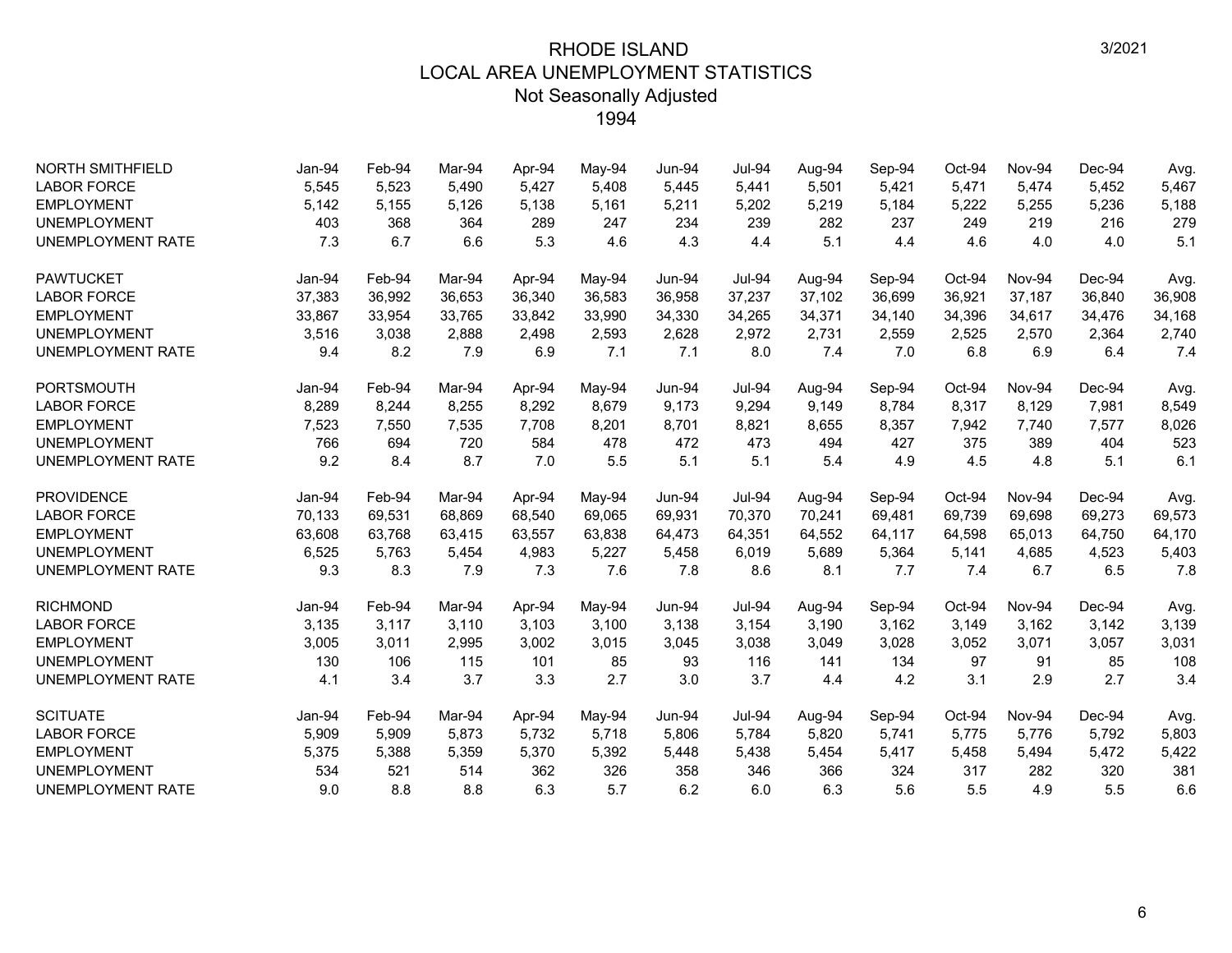# RHODE ISLAND
## LOCAL AREA UNEMPLOYMENT STATISTICS
### Not Seasonally Adjusted
### 1994

3/2021

| NORTH SMITHFIELD | Jan-94 | Feb-94 | Mar-94 | Apr-94 | May-94 | Jun-94 | Jul-94 | Aug-94 | Sep-94 | Oct-94 | Nov-94 | Dec-94 | Avg. |
|---|---|---|---|---|---|---|---|---|---|---|---|---|---|
| LABOR FORCE | 5,545 | 5,523 | 5,490 | 5,427 | 5,408 | 5,445 | 5,441 | 5,501 | 5,421 | 5,471 | 5,474 | 5,452 | 5,467 |
| EMPLOYMENT | 5,142 | 5,155 | 5,126 | 5,138 | 5,161 | 5,211 | 5,202 | 5,219 | 5,184 | 5,222 | 5,255 | 5,236 | 5,188 |
| UNEMPLOYMENT | 403 | 368 | 364 | 289 | 247 | 234 | 239 | 282 | 237 | 249 | 219 | 216 | 279 |
| UNEMPLOYMENT RATE | 7.3 | 6.7 | 6.6 | 5.3 | 4.6 | 4.3 | 4.4 | 5.1 | 4.4 | 4.6 | 4.0 | 4.0 | 5.1 |

| PAWTUCKET | Jan-94 | Feb-94 | Mar-94 | Apr-94 | May-94 | Jun-94 | Jul-94 | Aug-94 | Sep-94 | Oct-94 | Nov-94 | Dec-94 | Avg. |
|---|---|---|---|---|---|---|---|---|---|---|---|---|---|
| LABOR FORCE | 37,383 | 36,992 | 36,653 | 36,340 | 36,583 | 36,958 | 37,237 | 37,102 | 36,699 | 36,921 | 37,187 | 36,840 | 36,908 |
| EMPLOYMENT | 33,867 | 33,954 | 33,765 | 33,842 | 33,990 | 34,330 | 34,265 | 34,371 | 34,140 | 34,396 | 34,617 | 34,476 | 34,168 |
| UNEMPLOYMENT | 3,516 | 3,038 | 2,888 | 2,498 | 2,593 | 2,628 | 2,972 | 2,731 | 2,559 | 2,525 | 2,570 | 2,364 | 2,740 |
| UNEMPLOYMENT RATE | 9.4 | 8.2 | 7.9 | 6.9 | 7.1 | 7.1 | 8.0 | 7.4 | 7.0 | 6.8 | 6.9 | 6.4 | 7.4 |

| PORTSMOUTH | Jan-94 | Feb-94 | Mar-94 | Apr-94 | May-94 | Jun-94 | Jul-94 | Aug-94 | Sep-94 | Oct-94 | Nov-94 | Dec-94 | Avg. |
|---|---|---|---|---|---|---|---|---|---|---|---|---|---|
| LABOR FORCE | 8,289 | 8,244 | 8,255 | 8,292 | 8,679 | 9,173 | 9,294 | 9,149 | 8,784 | 8,317 | 8,129 | 7,981 | 8,549 |
| EMPLOYMENT | 7,523 | 7,550 | 7,535 | 7,708 | 8,201 | 8,701 | 8,821 | 8,655 | 8,357 | 7,942 | 7,740 | 7,577 | 8,026 |
| UNEMPLOYMENT | 766 | 694 | 720 | 584 | 478 | 472 | 473 | 494 | 427 | 375 | 389 | 404 | 523 |
| UNEMPLOYMENT RATE | 9.2 | 8.4 | 8.7 | 7.0 | 5.5 | 5.1 | 5.1 | 5.4 | 4.9 | 4.5 | 4.8 | 5.1 | 6.1 |

| PROVIDENCE | Jan-94 | Feb-94 | Mar-94 | Apr-94 | May-94 | Jun-94 | Jul-94 | Aug-94 | Sep-94 | Oct-94 | Nov-94 | Dec-94 | Avg. |
|---|---|---|---|---|---|---|---|---|---|---|---|---|---|
| LABOR FORCE | 70,133 | 69,531 | 68,869 | 68,540 | 69,065 | 69,931 | 70,370 | 70,241 | 69,481 | 69,739 | 69,698 | 69,273 | 69,573 |
| EMPLOYMENT | 63,608 | 63,768 | 63,415 | 63,557 | 63,838 | 64,473 | 64,351 | 64,552 | 64,117 | 64,598 | 65,013 | 64,750 | 64,170 |
| UNEMPLOYMENT | 6,525 | 5,763 | 5,454 | 4,983 | 5,227 | 5,458 | 6,019 | 5,689 | 5,364 | 5,141 | 4,685 | 4,523 | 5,403 |
| UNEMPLOYMENT RATE | 9.3 | 8.3 | 7.9 | 7.3 | 7.6 | 7.8 | 8.6 | 8.1 | 7.7 | 7.4 | 6.7 | 6.5 | 7.8 |

| RICHMOND | Jan-94 | Feb-94 | Mar-94 | Apr-94 | May-94 | Jun-94 | Jul-94 | Aug-94 | Sep-94 | Oct-94 | Nov-94 | Dec-94 | Avg. |
|---|---|---|---|---|---|---|---|---|---|---|---|---|---|
| LABOR FORCE | 3,135 | 3,117 | 3,110 | 3,103 | 3,100 | 3,138 | 3,154 | 3,190 | 3,162 | 3,149 | 3,162 | 3,142 | 3,139 |
| EMPLOYMENT | 3,005 | 3,011 | 2,995 | 3,002 | 3,015 | 3,045 | 3,038 | 3,049 | 3,028 | 3,052 | 3,071 | 3,057 | 3,031 |
| UNEMPLOYMENT | 130 | 106 | 115 | 101 | 85 | 93 | 116 | 141 | 134 | 97 | 91 | 85 | 108 |
| UNEMPLOYMENT RATE | 4.1 | 3.4 | 3.7 | 3.3 | 2.7 | 3.0 | 3.7 | 4.4 | 4.2 | 3.1 | 2.9 | 2.7 | 3.4 |

| SCITUATE | Jan-94 | Feb-94 | Mar-94 | Apr-94 | May-94 | Jun-94 | Jul-94 | Aug-94 | Sep-94 | Oct-94 | Nov-94 | Dec-94 | Avg. |
|---|---|---|---|---|---|---|---|---|---|---|---|---|---|
| LABOR FORCE | 5,909 | 5,909 | 5,873 | 5,732 | 5,718 | 5,806 | 5,784 | 5,820 | 5,741 | 5,775 | 5,776 | 5,792 | 5,803 |
| EMPLOYMENT | 5,375 | 5,388 | 5,359 | 5,370 | 5,392 | 5,448 | 5,438 | 5,454 | 5,417 | 5,458 | 5,494 | 5,472 | 5,422 |
| UNEMPLOYMENT | 534 | 521 | 514 | 362 | 326 | 358 | 346 | 366 | 324 | 317 | 282 | 320 | 381 |
| UNEMPLOYMENT RATE | 9.0 | 8.8 | 8.8 | 6.3 | 5.7 | 6.2 | 6.0 | 6.3 | 5.6 | 5.5 | 4.9 | 5.5 | 6.6 |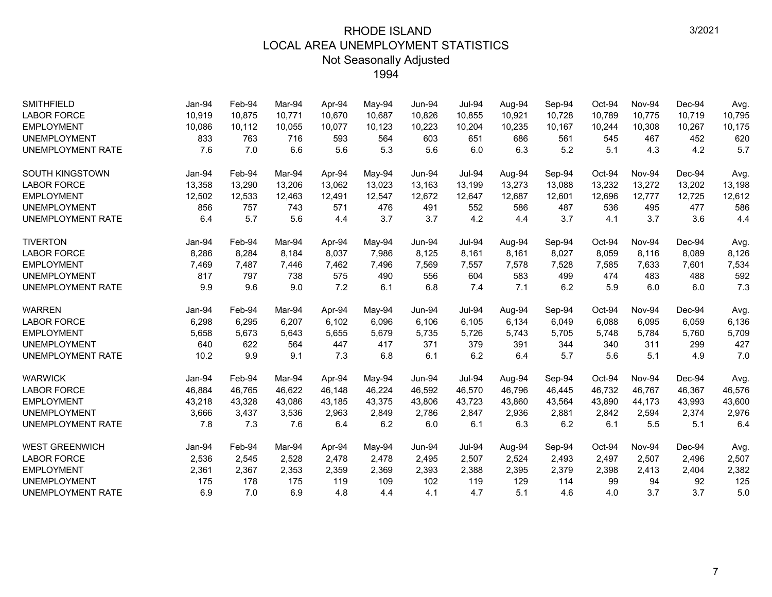# RHODE ISLAND
## LOCAL AREA UNEMPLOYMENT STATISTICS
### Not Seasonally Adjusted
### 1994

| SMITHFIELD | Jan-94 | Feb-94 | Mar-94 | Apr-94 | May-94 | Jun-94 | Jul-94 | Aug-94 | Sep-94 | Oct-94 | Nov-94 | Dec-94 | Avg. |
|---|---|---|---|---|---|---|---|---|---|---|---|---|---|
| LABOR FORCE | 10,919 | 10,875 | 10,771 | 10,670 | 10,687 | 10,826 | 10,855 | 10,921 | 10,728 | 10,789 | 10,775 | 10,719 | 10,795 |
| EMPLOYMENT | 10,086 | 10,112 | 10,055 | 10,077 | 10,123 | 10,223 | 10,204 | 10,235 | 10,167 | 10,244 | 10,308 | 10,267 | 10,175 |
| UNEMPLOYMENT | 833 | 763 | 716 | 593 | 564 | 603 | 651 | 686 | 561 | 545 | 467 | 452 | 620 |
| UNEMPLOYMENT RATE | 7.6 | 7.0 | 6.6 | 5.6 | 5.3 | 5.6 | 6.0 | 6.3 | 5.2 | 5.1 | 4.3 | 4.2 | 5.7 |

| SOUTH KINGSTOWN | Jan-94 | Feb-94 | Mar-94 | Apr-94 | May-94 | Jun-94 | Jul-94 | Aug-94 | Sep-94 | Oct-94 | Nov-94 | Dec-94 | Avg. |
|---|---|---|---|---|---|---|---|---|---|---|---|---|---|
| LABOR FORCE | 13,358 | 13,290 | 13,206 | 13,062 | 13,023 | 13,163 | 13,199 | 13,273 | 13,088 | 13,232 | 13,272 | 13,202 | 13,198 |
| EMPLOYMENT | 12,502 | 12,533 | 12,463 | 12,491 | 12,547 | 12,672 | 12,647 | 12,687 | 12,601 | 12,696 | 12,777 | 12,725 | 12,612 |
| UNEMPLOYMENT | 856 | 757 | 743 | 571 | 476 | 491 | 552 | 586 | 487 | 536 | 495 | 477 | 586 |
| UNEMPLOYMENT RATE | 6.4 | 5.7 | 5.6 | 4.4 | 3.7 | 3.7 | 4.2 | 4.4 | 3.7 | 4.1 | 3.7 | 3.6 | 4.4 |

| TIVERTON | Jan-94 | Feb-94 | Mar-94 | Apr-94 | May-94 | Jun-94 | Jul-94 | Aug-94 | Sep-94 | Oct-94 | Nov-94 | Dec-94 | Avg. |
|---|---|---|---|---|---|---|---|---|---|---|---|---|---|
| LABOR FORCE | 8,286 | 8,284 | 8,184 | 8,037 | 7,986 | 8,125 | 8,161 | 8,161 | 8,027 | 8,059 | 8,116 | 8,089 | 8,126 |
| EMPLOYMENT | 7,469 | 7,487 | 7,446 | 7,462 | 7,496 | 7,569 | 7,557 | 7,578 | 7,528 | 7,585 | 7,633 | 7,601 | 7,534 |
| UNEMPLOYMENT | 817 | 797 | 738 | 575 | 490 | 556 | 604 | 583 | 499 | 474 | 483 | 488 | 592 |
| UNEMPLOYMENT RATE | 9.9 | 9.6 | 9.0 | 7.2 | 6.1 | 6.8 | 7.4 | 7.1 | 6.2 | 5.9 | 6.0 | 6.0 | 7.3 |

| WARREN | Jan-94 | Feb-94 | Mar-94 | Apr-94 | May-94 | Jun-94 | Jul-94 | Aug-94 | Sep-94 | Oct-94 | Nov-94 | Dec-94 | Avg. |
|---|---|---|---|---|---|---|---|---|---|---|---|---|---|
| LABOR FORCE | 6,298 | 6,295 | 6,207 | 6,102 | 6,096 | 6,106 | 6,105 | 6,134 | 6,049 | 6,088 | 6,095 | 6,059 | 6,136 |
| EMPLOYMENT | 5,658 | 5,673 | 5,643 | 5,655 | 5,679 | 5,735 | 5,726 | 5,743 | 5,705 | 5,748 | 5,784 | 5,760 | 5,709 |
| UNEMPLOYMENT | 640 | 622 | 564 | 447 | 417 | 371 | 379 | 391 | 344 | 340 | 311 | 299 | 427 |
| UNEMPLOYMENT RATE | 10.2 | 9.9 | 9.1 | 7.3 | 6.8 | 6.1 | 6.2 | 6.4 | 5.7 | 5.6 | 5.1 | 4.9 | 7.0 |

| WARWICK | Jan-94 | Feb-94 | Mar-94 | Apr-94 | May-94 | Jun-94 | Jul-94 | Aug-94 | Sep-94 | Oct-94 | Nov-94 | Dec-94 | Avg. |
|---|---|---|---|---|---|---|---|---|---|---|---|---|---|
| LABOR FORCE | 46,884 | 46,765 | 46,622 | 46,148 | 46,224 | 46,592 | 46,570 | 46,796 | 46,445 | 46,732 | 46,767 | 46,367 | 46,576 |
| EMPLOYMENT | 43,218 | 43,328 | 43,086 | 43,185 | 43,375 | 43,806 | 43,723 | 43,860 | 43,564 | 43,890 | 44,173 | 43,993 | 43,600 |
| UNEMPLOYMENT | 3,666 | 3,437 | 3,536 | 2,963 | 2,849 | 2,786 | 2,847 | 2,936 | 2,881 | 2,842 | 2,594 | 2,374 | 2,976 |
| UNEMPLOYMENT RATE | 7.8 | 7.3 | 7.6 | 6.4 | 6.2 | 6.0 | 6.1 | 6.3 | 6.2 | 6.1 | 5.5 | 5.1 | 6.4 |

| WEST GREENWICH | Jan-94 | Feb-94 | Mar-94 | Apr-94 | May-94 | Jun-94 | Jul-94 | Aug-94 | Sep-94 | Oct-94 | Nov-94 | Dec-94 | Avg. |
|---|---|---|---|---|---|---|---|---|---|---|---|---|---|
| LABOR FORCE | 2,536 | 2,545 | 2,528 | 2,478 | 2,478 | 2,495 | 2,507 | 2,524 | 2,493 | 2,497 | 2,507 | 2,496 | 2,507 |
| EMPLOYMENT | 2,361 | 2,367 | 2,353 | 2,359 | 2,369 | 2,393 | 2,388 | 2,395 | 2,379 | 2,398 | 2,413 | 2,404 | 2,382 |
| UNEMPLOYMENT | 175 | 178 | 175 | 119 | 109 | 102 | 119 | 129 | 114 | 99 | 94 | 92 | 125 |
| UNEMPLOYMENT RATE | 6.9 | 7.0 | 6.9 | 4.8 | 4.4 | 4.1 | 4.7 | 5.1 | 4.6 | 4.0 | 3.7 | 3.7 | 5.0 |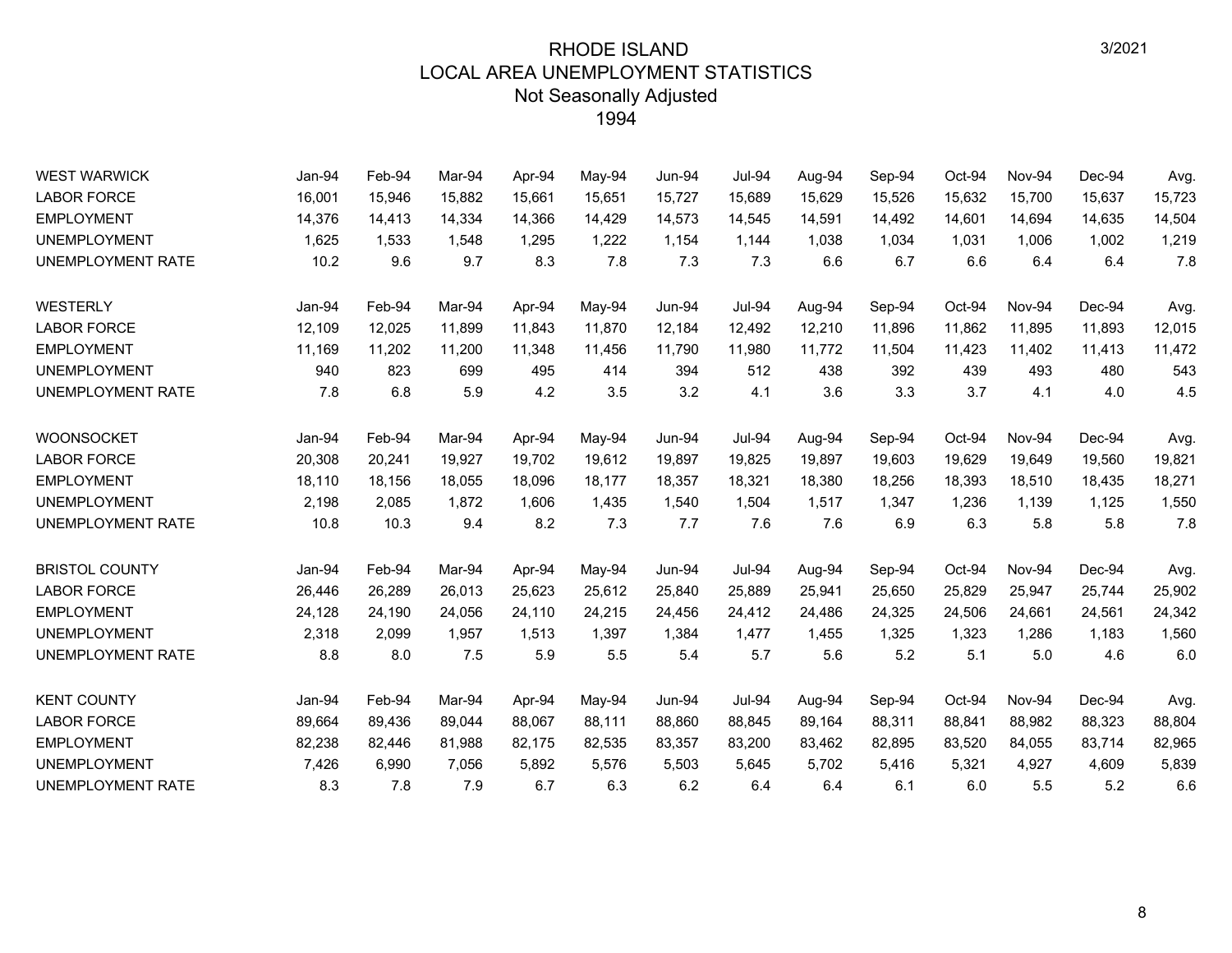# RHODE ISLAND
## LOCAL AREA UNEMPLOYMENT STATISTICS
### Not Seasonally Adjusted
### 1994

3/2021

| WEST WARWICK | Jan-94 | Feb-94 | Mar-94 | Apr-94 | May-94 | Jun-94 | Jul-94 | Aug-94 | Sep-94 | Oct-94 | Nov-94 | Dec-94 | Avg. |
|---|---|---|---|---|---|---|---|---|---|---|---|---|---|
| LABOR FORCE | 16,001 | 15,946 | 15,882 | 15,661 | 15,651 | 15,727 | 15,689 | 15,629 | 15,526 | 15,632 | 15,700 | 15,637 | 15,723 |
| EMPLOYMENT | 14,376 | 14,413 | 14,334 | 14,366 | 14,429 | 14,573 | 14,545 | 14,591 | 14,492 | 14,601 | 14,694 | 14,635 | 14,504 |
| UNEMPLOYMENT | 1,625 | 1,533 | 1,548 | 1,295 | 1,222 | 1,154 | 1,144 | 1,038 | 1,034 | 1,031 | 1,006 | 1,002 | 1,219 |
| UNEMPLOYMENT RATE | 10.2 | 9.6 | 9.7 | 8.3 | 7.8 | 7.3 | 7.3 | 6.6 | 6.7 | 6.6 | 6.4 | 6.4 | 7.8 |

| WESTERLY | Jan-94 | Feb-94 | Mar-94 | Apr-94 | May-94 | Jun-94 | Jul-94 | Aug-94 | Sep-94 | Oct-94 | Nov-94 | Dec-94 | Avg. |
|---|---|---|---|---|---|---|---|---|---|---|---|---|---|
| LABOR FORCE | 12,109 | 12,025 | 11,899 | 11,843 | 11,870 | 12,184 | 12,492 | 12,210 | 11,896 | 11,862 | 11,895 | 11,893 | 12,015 |
| EMPLOYMENT | 11,169 | 11,202 | 11,200 | 11,348 | 11,456 | 11,790 | 11,980 | 11,772 | 11,504 | 11,423 | 11,402 | 11,413 | 11,472 |
| UNEMPLOYMENT | 940 | 823 | 699 | 495 | 414 | 394 | 512 | 438 | 392 | 439 | 493 | 480 | 543 |
| UNEMPLOYMENT RATE | 7.8 | 6.8 | 5.9 | 4.2 | 3.5 | 3.2 | 4.1 | 3.6 | 3.3 | 3.7 | 4.1 | 4.0 | 4.5 |

| WOONSOCKET | Jan-94 | Feb-94 | Mar-94 | Apr-94 | May-94 | Jun-94 | Jul-94 | Aug-94 | Sep-94 | Oct-94 | Nov-94 | Dec-94 | Avg. |
|---|---|---|---|---|---|---|---|---|---|---|---|---|---|
| LABOR FORCE | 20,308 | 20,241 | 19,927 | 19,702 | 19,612 | 19,897 | 19,825 | 19,897 | 19,603 | 19,629 | 19,649 | 19,560 | 19,821 |
| EMPLOYMENT | 18,110 | 18,156 | 18,055 | 18,096 | 18,177 | 18,357 | 18,321 | 18,380 | 18,256 | 18,393 | 18,510 | 18,435 | 18,271 |
| UNEMPLOYMENT | 2,198 | 2,085 | 1,872 | 1,606 | 1,435 | 1,540 | 1,504 | 1,517 | 1,347 | 1,236 | 1,139 | 1,125 | 1,550 |
| UNEMPLOYMENT RATE | 10.8 | 10.3 | 9.4 | 8.2 | 7.3 | 7.7 | 7.6 | 7.6 | 6.9 | 6.3 | 5.8 | 5.8 | 7.8 |

| BRISTOL COUNTY | Jan-94 | Feb-94 | Mar-94 | Apr-94 | May-94 | Jun-94 | Jul-94 | Aug-94 | Sep-94 | Oct-94 | Nov-94 | Dec-94 | Avg. |
|---|---|---|---|---|---|---|---|---|---|---|---|---|---|
| LABOR FORCE | 26,446 | 26,289 | 26,013 | 25,623 | 25,612 | 25,840 | 25,889 | 25,941 | 25,650 | 25,829 | 25,947 | 25,744 | 25,902 |
| EMPLOYMENT | 24,128 | 24,190 | 24,056 | 24,110 | 24,215 | 24,456 | 24,412 | 24,486 | 24,325 | 24,506 | 24,661 | 24,561 | 24,342 |
| UNEMPLOYMENT | 2,318 | 2,099 | 1,957 | 1,513 | 1,397 | 1,384 | 1,477 | 1,455 | 1,325 | 1,323 | 1,286 | 1,183 | 1,560 |
| UNEMPLOYMENT RATE | 8.8 | 8.0 | 7.5 | 5.9 | 5.5 | 5.4 | 5.7 | 5.6 | 5.2 | 5.1 | 5.0 | 4.6 | 6.0 |

| KENT COUNTY | Jan-94 | Feb-94 | Mar-94 | Apr-94 | May-94 | Jun-94 | Jul-94 | Aug-94 | Sep-94 | Oct-94 | Nov-94 | Dec-94 | Avg. |
|---|---|---|---|---|---|---|---|---|---|---|---|---|---|
| LABOR FORCE | 89,664 | 89,436 | 89,044 | 88,067 | 88,111 | 88,860 | 88,845 | 89,164 | 88,311 | 88,841 | 88,982 | 88,323 | 88,804 |
| EMPLOYMENT | 82,238 | 82,446 | 81,988 | 82,175 | 82,535 | 83,357 | 83,200 | 83,462 | 82,895 | 83,520 | 84,055 | 83,714 | 82,965 |
| UNEMPLOYMENT | 7,426 | 6,990 | 7,056 | 5,892 | 5,576 | 5,503 | 5,645 | 5,702 | 5,416 | 5,321 | 4,927 | 4,609 | 5,839 |
| UNEMPLOYMENT RATE | 8.3 | 7.8 | 7.9 | 6.7 | 6.3 | 6.2 | 6.4 | 6.4 | 6.1 | 6.0 | 5.5 | 5.2 | 6.6 |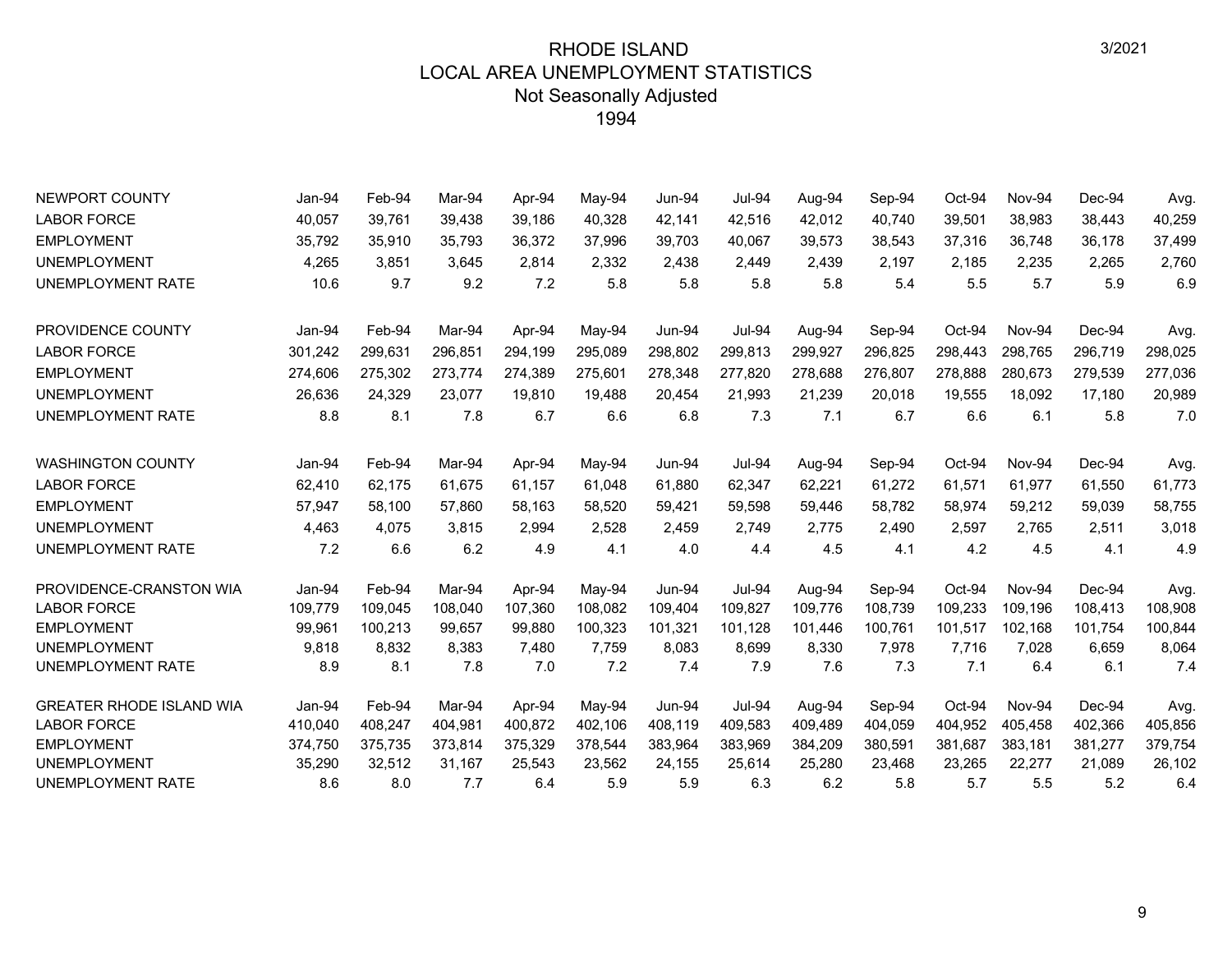# RHODE ISLAND
## LOCAL AREA UNEMPLOYMENT STATISTICS
### Not Seasonally Adjusted
### 1994

3/2021

| NEWPORT COUNTY | Jan-94 | Feb-94 | Mar-94 | Apr-94 | May-94 | Jun-94 | Jul-94 | Aug-94 | Sep-94 | Oct-94 | Nov-94 | Dec-94 | Avg. |
|---|---|---|---|---|---|---|---|---|---|---|---|---|---|
| LABOR FORCE | 40,057 | 39,761 | 39,438 | 39,186 | 40,328 | 42,141 | 42,516 | 42,012 | 40,740 | 39,501 | 38,983 | 38,443 | 40,259 |
| EMPLOYMENT | 35,792 | 35,910 | 35,793 | 36,372 | 37,996 | 39,703 | 40,067 | 39,573 | 38,543 | 37,316 | 36,748 | 36,178 | 37,499 |
| UNEMPLOYMENT | 4,265 | 3,851 | 3,645 | 2,814 | 2,332 | 2,438 | 2,449 | 2,439 | 2,197 | 2,185 | 2,235 | 2,265 | 2,760 |
| UNEMPLOYMENT RATE | 10.6 | 9.7 | 9.2 | 7.2 | 5.8 | 5.8 | 5.8 | 5.8 | 5.4 | 5.5 | 5.7 | 5.9 | 6.9 |

| PROVIDENCE COUNTY | Jan-94 | Feb-94 | Mar-94 | Apr-94 | May-94 | Jun-94 | Jul-94 | Aug-94 | Sep-94 | Oct-94 | Nov-94 | Dec-94 | Avg. |
|---|---|---|---|---|---|---|---|---|---|---|---|---|---|
| LABOR FORCE | 301,242 | 299,631 | 296,851 | 294,199 | 295,089 | 298,802 | 299,813 | 299,927 | 296,825 | 298,443 | 298,765 | 296,719 | 298,025 |
| EMPLOYMENT | 274,606 | 275,302 | 273,774 | 274,389 | 275,601 | 278,348 | 277,820 | 278,688 | 276,807 | 278,888 | 280,673 | 279,539 | 277,036 |
| UNEMPLOYMENT | 26,636 | 24,329 | 23,077 | 19,810 | 19,488 | 20,454 | 21,993 | 21,239 | 20,018 | 19,555 | 18,092 | 17,180 | 20,989 |
| UNEMPLOYMENT RATE | 8.8 | 8.1 | 7.8 | 6.7 | 6.6 | 6.8 | 7.3 | 7.1 | 6.7 | 6.6 | 6.1 | 5.8 | 7.0 |

| WASHINGTON COUNTY | Jan-94 | Feb-94 | Mar-94 | Apr-94 | May-94 | Jun-94 | Jul-94 | Aug-94 | Sep-94 | Oct-94 | Nov-94 | Dec-94 | Avg. |
|---|---|---|---|---|---|---|---|---|---|---|---|---|---|
| LABOR FORCE | 62,410 | 62,175 | 61,675 | 61,157 | 61,048 | 61,880 | 62,347 | 62,221 | 61,272 | 61,571 | 61,977 | 61,550 | 61,773 |
| EMPLOYMENT | 57,947 | 58,100 | 57,860 | 58,163 | 58,520 | 59,421 | 59,598 | 59,446 | 58,782 | 58,974 | 59,212 | 59,039 | 58,755 |
| UNEMPLOYMENT | 4,463 | 4,075 | 3,815 | 2,994 | 2,528 | 2,459 | 2,749 | 2,775 | 2,490 | 2,597 | 2,765 | 2,511 | 3,018 |
| UNEMPLOYMENT RATE | 7.2 | 6.6 | 6.2 | 4.9 | 4.1 | 4.0 | 4.4 | 4.5 | 4.1 | 4.2 | 4.5 | 4.1 | 4.9 |

| PROVIDENCE-CRANSTON WIA | Jan-94 | Feb-94 | Mar-94 | Apr-94 | May-94 | Jun-94 | Jul-94 | Aug-94 | Sep-94 | Oct-94 | Nov-94 | Dec-94 | Avg. |
|---|---|---|---|---|---|---|---|---|---|---|---|---|---|
| LABOR FORCE | 109,779 | 109,045 | 108,040 | 107,360 | 108,082 | 109,404 | 109,827 | 109,776 | 108,739 | 109,233 | 109,196 | 108,413 | 108,908 |
| EMPLOYMENT | 99,961 | 100,213 | 99,657 | 99,880 | 100,323 | 101,321 | 101,128 | 101,446 | 100,761 | 101,517 | 102,168 | 101,754 | 100,844 |
| UNEMPLOYMENT | 9,818 | 8,832 | 8,383 | 7,480 | 7,759 | 8,083 | 8,699 | 8,330 | 7,978 | 7,716 | 7,028 | 6,659 | 8,064 |
| UNEMPLOYMENT RATE | 8.9 | 8.1 | 7.8 | 7.0 | 7.2 | 7.4 | 7.9 | 7.6 | 7.3 | 7.1 | 6.4 | 6.1 | 7.4 |

| GREATER RHODE ISLAND WIA | Jan-94 | Feb-94 | Mar-94 | Apr-94 | May-94 | Jun-94 | Jul-94 | Aug-94 | Sep-94 | Oct-94 | Nov-94 | Dec-94 | Avg. |
|---|---|---|---|---|---|---|---|---|---|---|---|---|---|
| LABOR FORCE | 410,040 | 408,247 | 404,981 | 400,872 | 402,106 | 408,119 | 409,583 | 409,489 | 404,059 | 404,952 | 405,458 | 402,366 | 405,856 |
| EMPLOYMENT | 374,750 | 375,735 | 373,814 | 375,329 | 378,544 | 383,964 | 383,969 | 384,209 | 380,591 | 381,687 | 383,181 | 381,277 | 379,754 |
| UNEMPLOYMENT | 35,290 | 32,512 | 31,167 | 25,543 | 23,562 | 24,155 | 25,614 | 25,280 | 23,468 | 23,265 | 22,277 | 21,089 | 26,102 |
| UNEMPLOYMENT RATE | 8.6 | 8.0 | 7.7 | 6.4 | 5.9 | 5.9 | 6.3 | 6.2 | 5.8 | 5.7 | 5.5 | 5.2 | 6.4 |